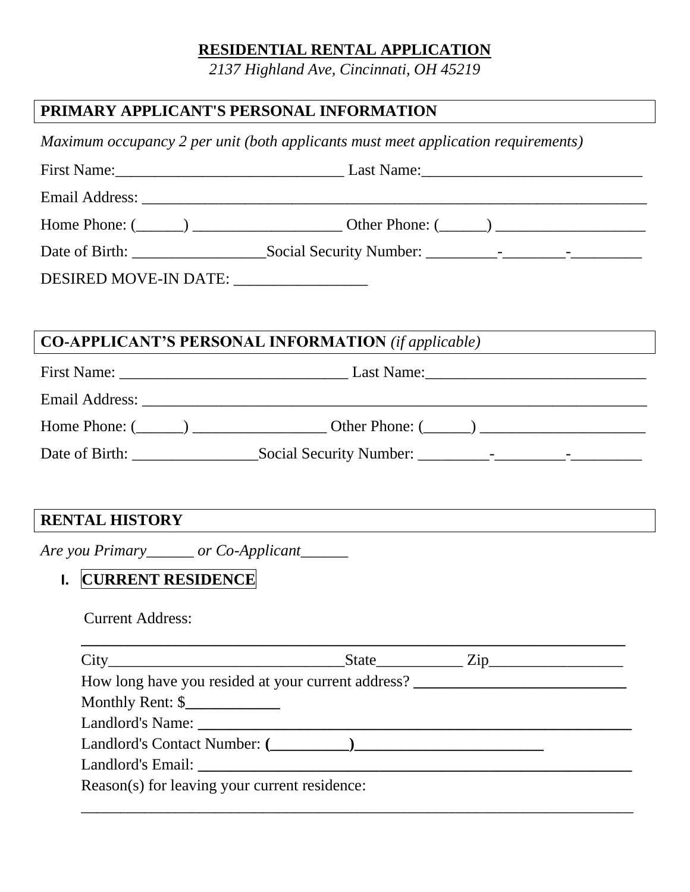# RESIDENTIAL RENTAL APPLICATION

*2137 Highland Ave, Cincinnati, OH 45219*

## PRIMARY APPLICANT'S PERSONAL INFORMATION

*Maximum occupancy 2 per unit (both applicants must meet application requirements)*

First Name:_____________________________ Last Name:____________________________

Email Address: ________________________________________________________________

Home Phone: (______) ___________________ Other Phone: (______) ___________________

Date of Birth: _________________Social Security Number: _________-________-_________

DESIRED MOVE-IN DATE: _________________

## CO-APPLICANT'S PERSONAL INFORMATION *(if applicable)*

First Name: _____________________________ Last Name:____________________________

Email Address: ________________________________________________________________

Home Phone: (______) _________________ Other Phone: (______) _____________________

Date of Birth: ________________Social Security Number: _________-_________-_________

## RENTAL HISTORY

*Are you Primary______ or Co-Applicant______*

### I. CURRENT RESIDENCE

Current Address:

______________________________________________________________________

City______________________________State___________ Zip_________________

How long have you resided at your current address? ___________________________

Monthly Rent: $____________

Landlord's Name: _______________________________________________________

Landlord's Contact Number: (__________)________________________

Landlord's Email: _______________________________________________________

Reason(s) for leaving your current residence:

______________________________________________________________________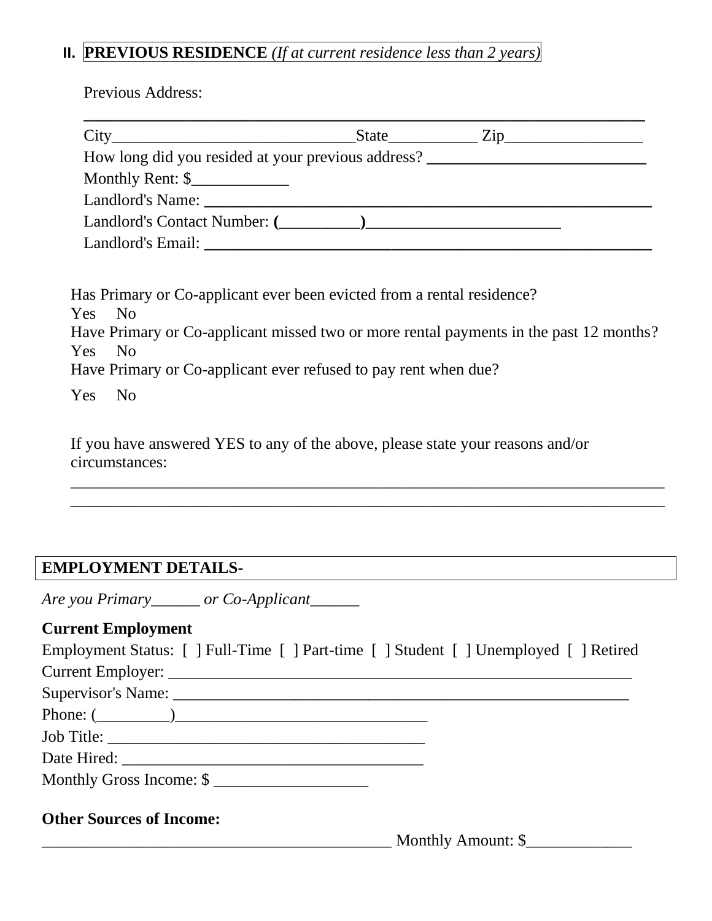## II. **PREVIOUS RESIDENCE** *(If at current residence less than 2 years)*

Previous Address:

______________________________________________________________________

City_______________________________State___________ Zip_________________

How long did you resided at your previous address? ____________________________

Monthly Rent: $____________

Landlord's Name: _______________________________________________________

Landlord's Contact Number: (__________)_________________________

Landlord's Email: _______________________________________________________

Has Primary or Co-applicant ever been evicted from a rental residence?

Yes No

Have Primary or Co-applicant missed two or more rental payments in the past 12 months?

Yes No

Have Primary or Co-applicant ever refused to pay rent when due?

Yes No

If you have answered YES to any of the above, please state your reasons and/or circumstances:

_____________________________________________________________________________

_____________________________________________________________________________

## EMPLOYMENT DETAILS-

*Are you Primary______ or Co-Applicant______*

**Current Employment**

Employment Status: [ ] Full-Time [ ] Part-time [ ] Student [ ] Unemployed [ ] Retired

Current Employer: _____________________________________________________________

Supervisor's Name: ____________________________________________________________

Phone: (_________)________________________________

Job Title: _______________________________________

Date Hired: ______________________________________

Monthly Gross Income: $ ___________________

**Other Sources of Income:**

___________________________________________ Monthly Amount: $_____________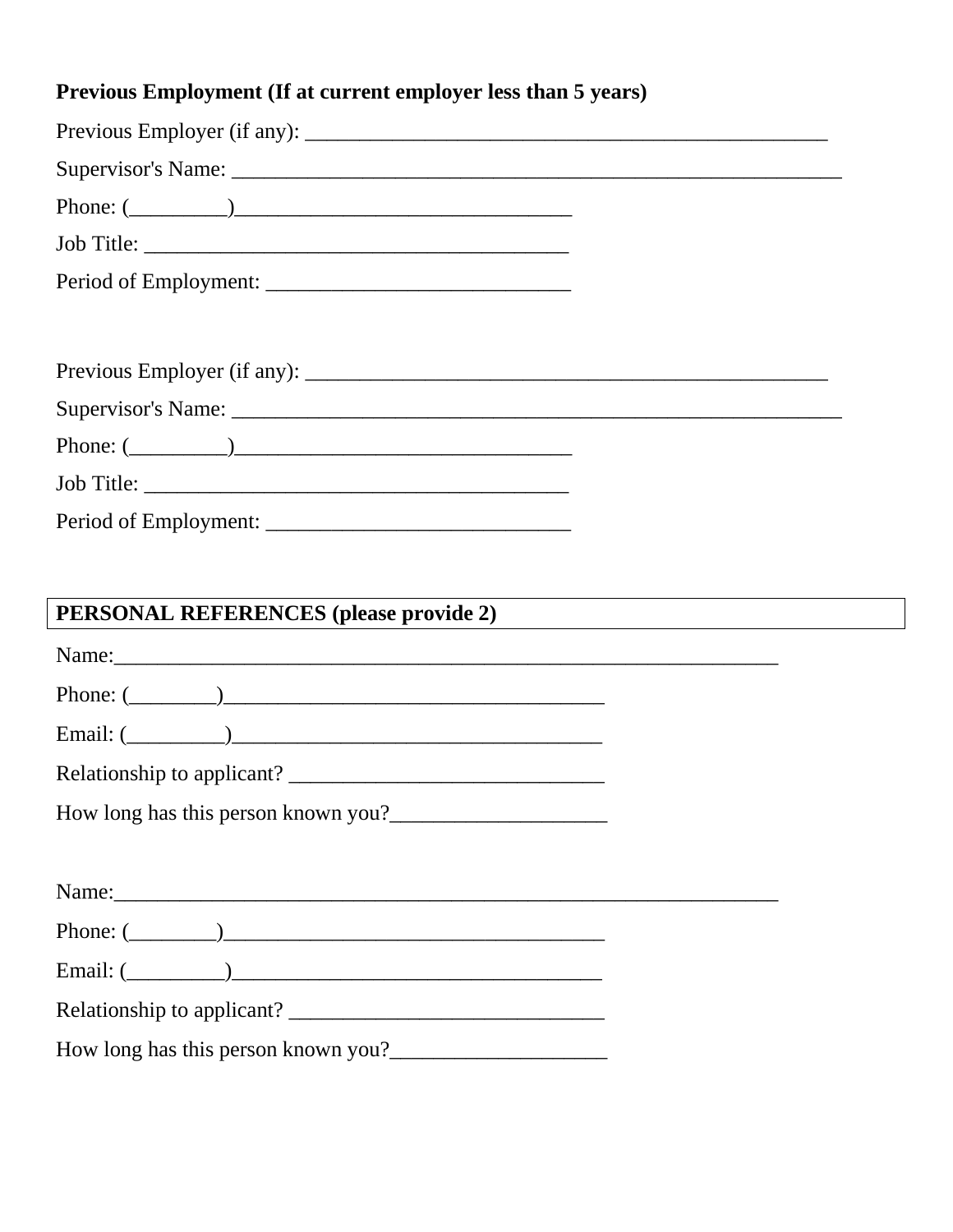**Previous Employment (If at current employer less than 5 years)**

Previous Employer (if any): ___________________________________________________

Supervisor's Name: ____________________________________________________________

Phone: (_________)________________________________

Job Title: _______________________________________

Period of Employment: ____________________________

Previous Employer (if any): ___________________________________________________

Supervisor's Name: ____________________________________________________________

Phone: (_________)________________________________

Job Title: _______________________________________

Period of Employment: ____________________________

**PERSONAL REFERENCES (please provide 2)**

Name:______________________________________________________________

Phone: (________)___________________________________

Email: (_________)__________________________________

Relationship to applicant? ______________________________

How long has this person known you?____________________

Name:______________________________________________________________

Phone: (________)___________________________________

Email: (_________)__________________________________

Relationship to applicant? ______________________________

How long has this person known you?____________________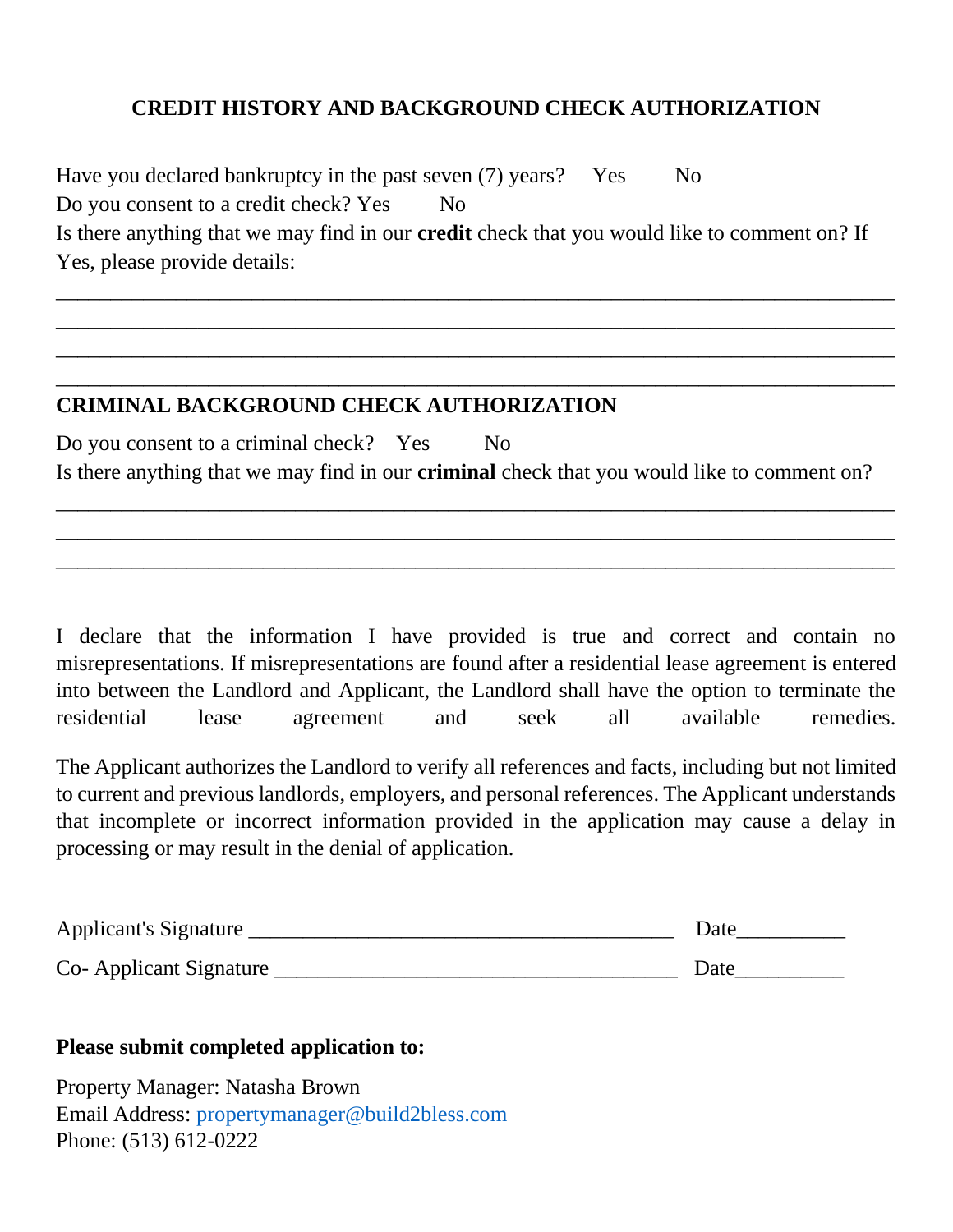## CREDIT HISTORY AND BACKGROUND CHECK AUTHORIZATION

Have you declared bankruptcy in the past seven (7) years? Yes No

Do you consent to a credit check? Yes No

Is there anything that we may find in our **credit** check that you would like to comment on? If Yes, please provide details:

______________________________________________________________________________

______________________________________________________________________________

______________________________________________________________________________

______________________________________________________________________________

## CRIMINAL BACKGROUND CHECK AUTHORIZATION

Do you consent to a criminal check? Yes No

Is there anything that we may find in our **criminal** check that you would like to comment on?

______________________________________________________________________________

______________________________________________________________________________

______________________________________________________________________________

I declare that the information I have provided is true and correct and contain no misrepresentations. If misrepresentations are found after a residential lease agreement is entered into between the Landlord and Applicant, the Landlord shall have the option to terminate the residential lease agreement and seek all available remedies.

The Applicant authorizes the Landlord to verify all references and facts, including but not limited to current and previous landlords, employers, and personal references. The Applicant understands that incomplete or incorrect information provided in the application may cause a delay in processing or may result in the denial of application.

Applicant's Signature _______________________________________ Date__________

Co- Applicant Signature _____________________________________ Date__________

**Please submit completed application to:**

Property Manager: Natasha Brown
Email Address: propertymanager@build2bless.com
Phone: (513) 612-0222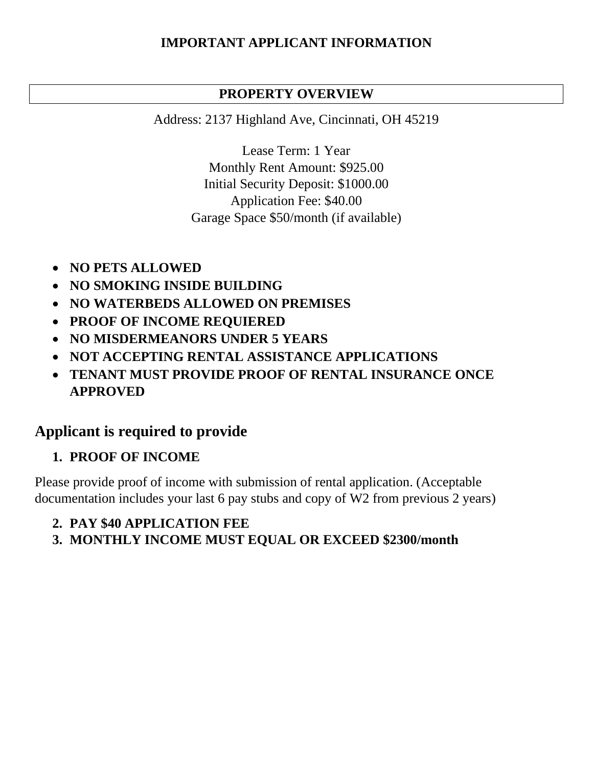**IMPORTANT APPLICANT INFORMATION**

**PROPERTY OVERVIEW**

Address: 2137 Highland Ave, Cincinnati, OH 45219

Lease Term: 1 Year
Monthly Rent Amount: $925.00
Initial Security Deposit: $1000.00
Application Fee: $40.00
Garage Space $50/month (if available)

- **NO PETS ALLOWED**
- **NO SMOKING INSIDE BUILDING**
- **NO WATERBEDS ALLOWED ON PREMISES**
- **PROOF OF INCOME REQUIERED**
- **NO MISDERMEANORS UNDER 5 YEARS**
- **NOT ACCEPTING RENTAL ASSISTANCE APPLICATIONS**
- **TENANT MUST PROVIDE PROOF OF RENTAL INSURANCE ONCE APPROVED**

## Applicant is required to provide

1. **PROOF OF INCOME**

Please provide proof of income with submission of rental application. (Acceptable documentation includes your last 6 pay stubs and copy of W2 from previous 2 years)

2. **PAY $40 APPLICATION FEE**
3. **MONTHLY INCOME MUST EQUAL OR EXCEED $2300/month**